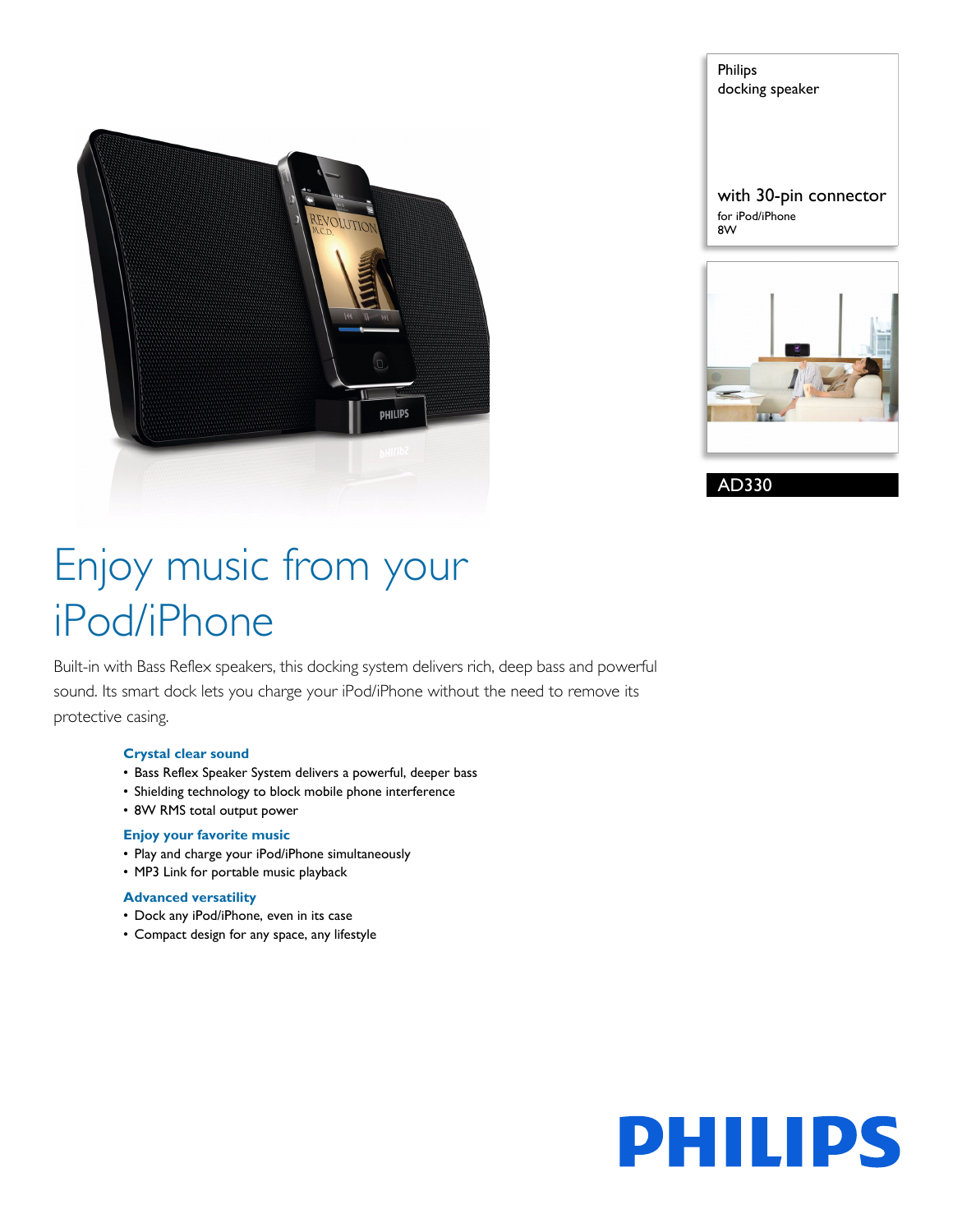Philips
docking speaker

with 30-pin connector
for iPod/iPhone
8W

AD330

# Enjoy music from your iPod/iPhone

Built-in with Bass Reflex speakers, this docking system delivers rich, deep bass and powerful sound. Its smart dock lets you charge your iPod/iPhone without the need to remove its protective casing.

### Crystal clear sound

- Bass Reflex Speaker System delivers a powerful, deeper bass
- Shielding technology to block mobile phone interference
- 8W RMS total output power

### Enjoy your favorite music

- Play and charge your iPod/iPhone simultaneously
- MP3 Link for portable music playback

### Advanced versatility

- Dock any iPod/iPhone, even in its case
- Compact design for any space, any lifestyle

PHILIPS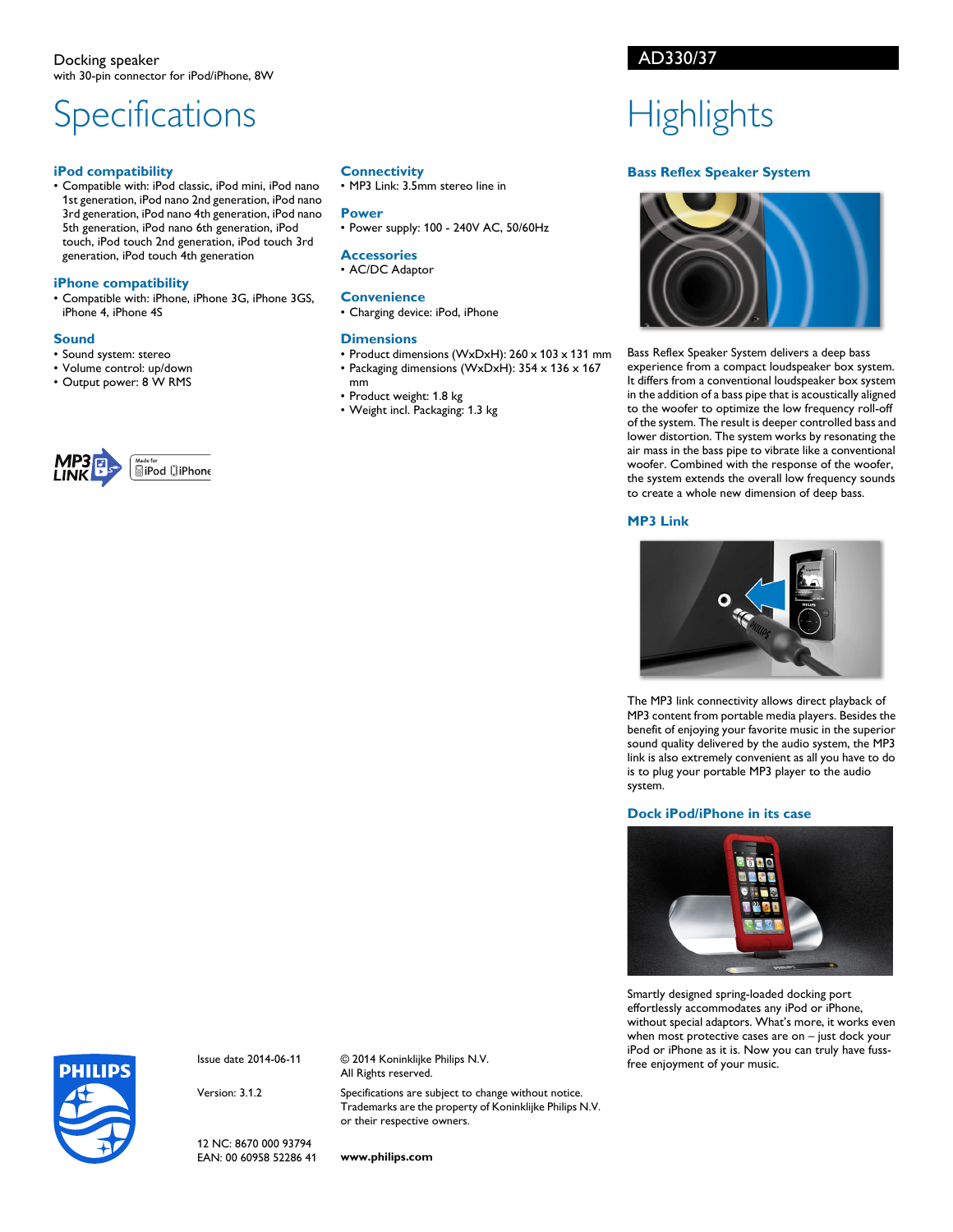Docking speaker
with 30-pin connector for iPod/iPhone, 8W

AD330/37

# Specifications

### iPod compatibility

- Compatible with: iPod classic, iPod mini, iPod nano 1st generation, iPod nano 2nd generation, iPod nano 3rd generation, iPod nano 4th generation, iPod nano 5th generation, iPod nano 6th generation, iPod touch, iPod touch 2nd generation, iPod touch 3rd generation, iPod touch 4th generation

### iPhone compatibility

- Compatible with: iPhone, iPhone 3G, iPhone 3GS, iPhone 4, iPhone 4S

### Sound

- Sound system: stereo
- Volume control: up/down
- Output power: 8 W RMS

### Connectivity

- MP3 Link: 3.5mm stereo line in

### Power

- Power supply: 100 - 240V AC, 50/60Hz

### Accessories

- AC/DC Adaptor

### Convenience

- Charging device: iPod, iPhone

### Dimensions

- Product dimensions (WxDxH): 260 x 103 x 131 mm
- Packaging dimensions (WxDxH): 354 x 136 x 167 mm
- Product weight: 1.8 kg
- Weight incl. Packaging: 1.3 kg

MP3 LINK

Made for iPod iPhone

# Highlights

### Bass Reflex Speaker System

Bass Reflex Speaker System delivers a deep bass experience from a compact loudspeaker box system. It differs from a conventional loudspeaker box system in the addition of a bass pipe that is acoustically aligned to the woofer to optimize the low frequency roll-off of the system. The result is deeper controlled bass and lower distortion. The system works by resonating the air mass in the bass pipe to vibrate like a conventional woofer. Combined with the response of the woofer, the system extends the overall low frequency sounds to create a whole new dimension of deep bass.

### MP3 Link

The MP3 link connectivity allows direct playback of MP3 content from portable media players. Besides the benefit of enjoying your favorite music in the superior sound quality delivered by the audio system, the MP3 link is also extremely convenient as all you have to do is to plug your portable MP3 player to the audio system.

### Dock iPod/iPhone in its case

Smartly designed spring-loaded docking port effortlessly accommodates any iPod or iPhone, without special adaptors. What's more, it works even when most protective cases are on – just dock your iPod or iPhone as it is. Now you can truly have fuss-free enjoyment of your music.

PHILIPS

Issue date 2014-06-11

Version: 3.1.2

12 NC: 8670 000 93794
EAN: 00 60958 52286 41

© 2014 Koninklijke Philips N.V.
All Rights reserved.

Specifications are subject to change without notice. Trademarks are the property of Koninklijke Philips N.V. or their respective owners.

**www.philips.com**